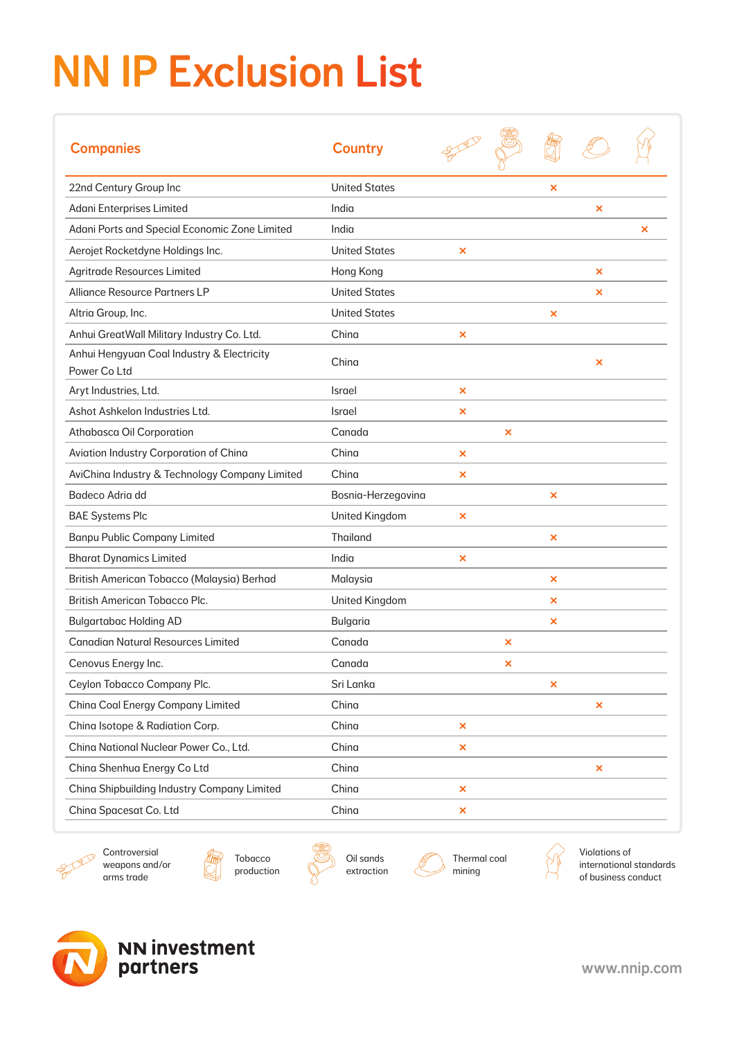# NN IP Exclusion List

| Companies | Country | Controversial weapons and/or arms trade | Oil sands extraction | Tobacco production | Thermal coal mining | Violations of international standards of business conduct |
|---|---|---|---|---|---|---|
| 22nd Century Group Inc | United States | | | × | | |
| Adani Enterprises Limited | India | | | | × | |
| Adani Ports and Special Economic Zone Limited | India | | | | | × |
| Aerojet Rocketdyne Holdings Inc. | United States | × | | | | |
| Agritrade Resources Limited | Hong Kong | | | | × | |
| Alliance Resource Partners LP | United States | | | | × | |
| Altria Group, Inc. | United States | | | × | | |
| Anhui GreatWall Military Industry Co. Ltd. | China | × | | | | |
| Anhui Hengyuan Coal Industry & Electricity Power Co Ltd | China | | | | × | |
| Aryt Industries, Ltd. | Israel | × | | | | |
| Ashot Ashkelon Industries Ltd. | Israel | × | | | | |
| Athabasca Oil Corporation | Canada | | × | | | |
| Aviation Industry Corporation of China | China | × | | | | |
| AviChina Industry & Technology Company Limited | China | × | | | | |
| Badeco Adria dd | Bosnia-Herzegovina | | | × | | |
| BAE Systems Plc | United Kingdom | × | | | | |
| Banpu Public Company Limited | Thailand | | | × | | |
| Bharat Dynamics Limited | India | × | | | | |
| British American Tobacco (Malaysia) Berhad | Malaysia | | | × | | |
| British American Tobacco Plc. | United Kingdom | | | × | | |
| Bulgartabac Holding AD | Bulgaria | | | × | | |
| Canadian Natural Resources Limited | Canada | | × | | | |
| Cenovus Energy Inc. | Canada | | × | | | |
| Ceylon Tobacco Company Plc. | Sri Lanka | | | × | | |
| China Coal Energy Company Limited | China | | | | × | |
| China Isotope & Radiation Corp. | China | × | | | | |
| China National Nuclear Power Co., Ltd. | China | × | | | | |
| China Shenhua Energy Co Ltd | China | | | | × | |
| China Shipbuilding Industry Company Limited | China | × | | | | |
| China Spacesat Co. Ltd | China | × | | | | |

Controversial weapons and/or arms trade

Tobacco production

Oil sands extraction

Thermal coal mining

Violations of international standards of business conduct

NN investment partners

www.nnip.com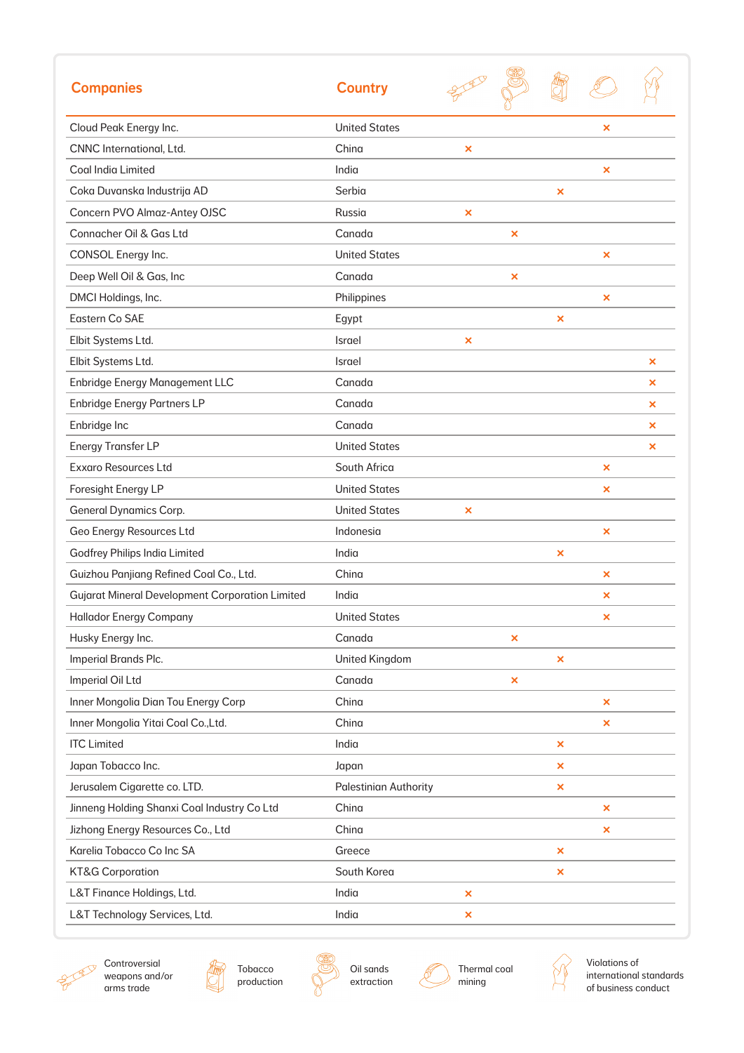| Companies | Country | Controversial weapons and/or arms trade | Oil sands extraction | Tobacco production | Thermal coal mining | Violations of international standards of business conduct |
|---|---|---|---|---|---|---|
| Cloud Peak Energy Inc. | United States | | | | × | |
| CNNC International, Ltd. | China | × | | | | |
| Coal India Limited | India | | | | × | |
| Coka Duvanska Industrija AD | Serbia | | | × | | |
| Concern PVO Almaz-Antey OJSC | Russia | × | | | | |
| Connacher Oil & Gas Ltd | Canada | | × | | | |
| CONSOL Energy Inc. | United States | | | | × | |
| Deep Well Oil & Gas, Inc | Canada | | × | | | |
| DMCI Holdings, Inc. | Philippines | | | | × | |
| Eastern Co SAE | Egypt | | | × | | |
| Elbit Systems Ltd. | Israel | × | | | | |
| Elbit Systems Ltd. | Israel | | | | | × |
| Enbridge Energy Management LLC | Canada | | | | | × |
| Enbridge Energy Partners LP | Canada | | | | | × |
| Enbridge Inc | Canada | | | | | × |
| Energy Transfer LP | United States | | | | | × |
| Exxaro Resources Ltd | South Africa | | | | × | |
| Foresight Energy LP | United States | | | | × | |
| General Dynamics Corp. | United States | × | | | | |
| Geo Energy Resources Ltd | Indonesia | | | | × | |
| Godfrey Philips India Limited | India | | | × | | |
| Guizhou Panjiang Refined Coal Co., Ltd. | China | | | | × | |
| Gujarat Mineral Development Corporation Limited | India | | | | × | |
| Hallador Energy Company | United States | | | | × | |
| Husky Energy Inc. | Canada | | × | | | |
| Imperial Brands Plc. | United Kingdom | | | × | | |
| Imperial Oil Ltd | Canada | | × | | | |
| Inner Mongolia Dian Tou Energy Corp | China | | | | × | |
| Inner Mongolia Yitai Coal Co.,Ltd. | China | | | | × | |
| ITC Limited | India | | | × | | |
| Japan Tobacco Inc. | Japan | | | × | | |
| Jerusalem Cigarette co. LTD. | Palestinian Authority | | | × | | |
| Jinneng Holding Shanxi Coal Industry Co Ltd | China | | | | × | |
| Jizhong Energy Resources Co., Ltd | China | | | | × | |
| Karelia Tobacco Co Inc SA | Greece | | | × | | |
| KT&G Corporation | South Korea | | | × | | |
| L&T Finance Holdings, Ltd. | India | × | | | | |
| L&T Technology Services, Ltd. | India | × | | | | |

Controversial weapons and/or arms trade · Tobacco production · Oil sands extraction · Thermal coal mining · Violations of international standards of business conduct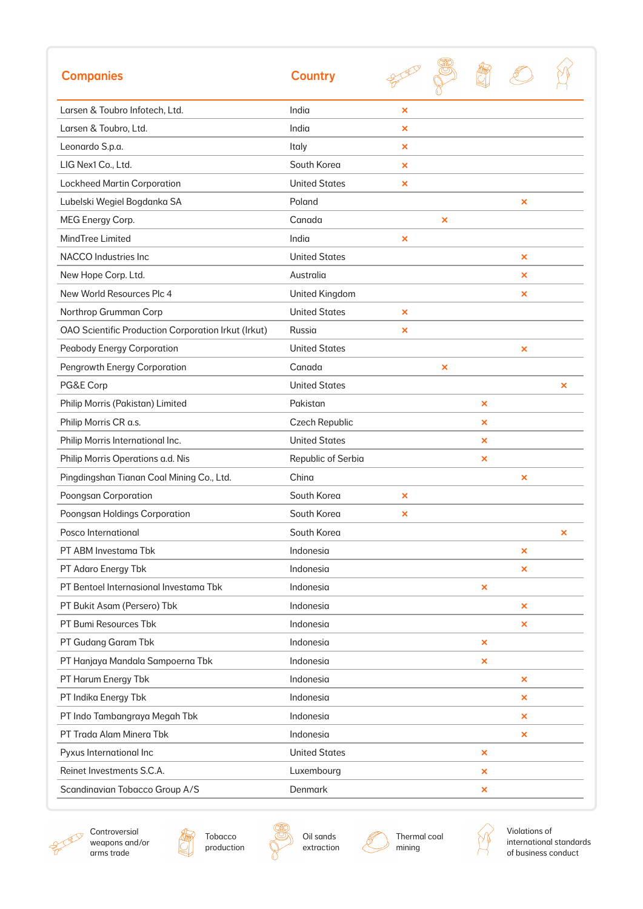| Companies | Country | Controversial weapons and/or arms trade | Oil sands extraction | Tobacco production | Thermal coal mining | Violations of international standards of business conduct |
|---|---|---|---|---|---|---|
| Larsen & Toubro Infotech, Ltd. | India | × | | | | |
| Larsen & Toubro, Ltd. | India | × | | | | |
| Leonardo S.p.a. | Italy | × | | | | |
| LIG Nex1 Co., Ltd. | South Korea | × | | | | |
| Lockheed Martin Corporation | United States | × | | | | |
| Lubelski Wegiel Bogdanka SA | Poland | | | | × | |
| MEG Energy Corp. | Canada | | × | | | |
| MindTree Limited | India | × | | | | |
| NACCO Industries Inc | United States | | | | × | |
| New Hope Corp. Ltd. | Australia | | | | × | |
| New World Resources Plc 4 | United Kingdom | | | | × | |
| Northrop Grumman Corp | United States | × | | | | |
| OAO Scientific Production Corporation Irkut (Irkut) | Russia | × | | | | |
| Peabody Energy Corporation | United States | | | | × | |
| Pengrowth Energy Corporation | Canada | | × | | | |
| PG&E Corp | United States | | | | | × |
| Philip Morris (Pakistan) Limited | Pakistan | | | × | | |
| Philip Morris CR a.s. | Czech Republic | | | × | | |
| Philip Morris International Inc. | United States | | | × | | |
| Philip Morris Operations a.d. Nis | Republic of Serbia | | | × | | |
| Pingdingshan Tianan Coal Mining Co., Ltd. | China | | | | × | |
| Poongsan Corporation | South Korea | × | | | | |
| Poongsan Holdings Corporation | South Korea | × | | | | |
| Posco International | South Korea | | | | | × |
| PT ABM Investama Tbk | Indonesia | | | | × | |
| PT Adaro Energy Tbk | Indonesia | | | | × | |
| PT Bentoel Internasional Investama Tbk | Indonesia | | | × | | |
| PT Bukit Asam (Persero) Tbk | Indonesia | | | | × | |
| PT Bumi Resources Tbk | Indonesia | | | | × | |
| PT Gudang Garam Tbk | Indonesia | | | × | | |
| PT Hanjaya Mandala Sampoerna Tbk | Indonesia | | | × | | |
| PT Harum Energy Tbk | Indonesia | | | | × | |
| PT Indika Energy Tbk | Indonesia | | | | × | |
| PT Indo Tambangraya Megah Tbk | Indonesia | | | | × | |
| PT Trada Alam Minera Tbk | Indonesia | | | | × | |
| Pyxus International Inc | United States | | | × | | |
| Reinet Investments S.C.A. | Luxembourg | | | × | | |
| Scandinavian Tobacco Group A/S | Denmark | | | × | | |

Controversial weapons and/or arms trade — Tobacco production — Oil sands extraction — Thermal coal mining — Violations of international standards of business conduct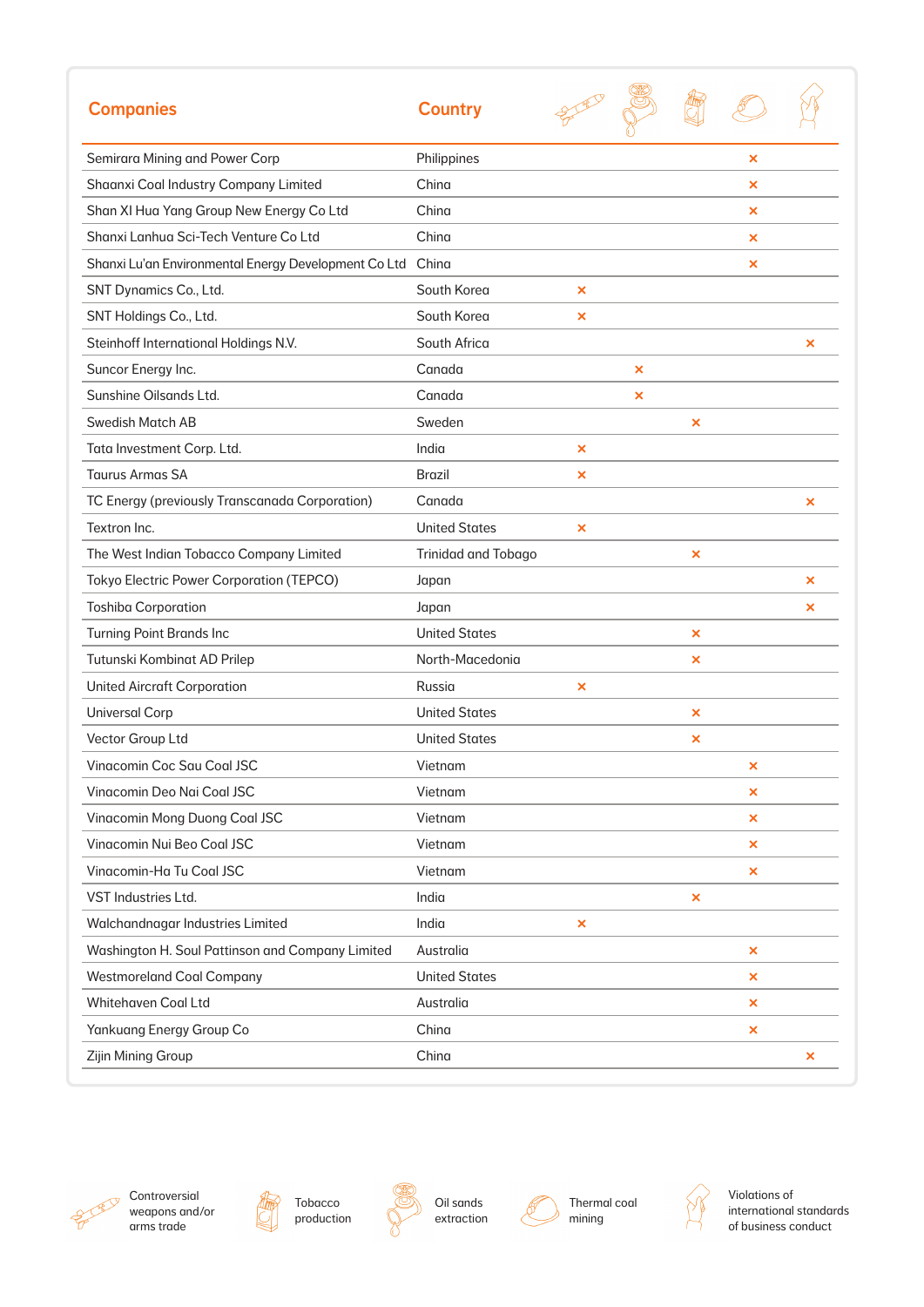| Companies | Country | Controversial weapons and/or arms trade | Oil sands extraction | Tobacco production | Thermal coal mining | Violations of international standards of business conduct |
|---|---|---|---|---|---|---|
| Semirara Mining and Power Corp | Philippines | | | | × | |
| Shaanxi Coal Industry Company Limited | China | | | | × | |
| Shan XI Hua Yang Group New Energy Co Ltd | China | | | | × | |
| Shanxi Lanhua Sci-Tech Venture Co Ltd | China | | | | × | |
| Shanxi Lu'an Environmental Energy Development Co Ltd | China | | | | × | |
| SNT Dynamics Co., Ltd. | South Korea | × | | | | |
| SNT Holdings Co., Ltd. | South Korea | × | | | | |
| Steinhoff International Holdings N.V. | South Africa | | | | | × |
| Suncor Energy Inc. | Canada | | × | | | |
| Sunshine Oilsands Ltd. | Canada | | × | | | |
| Swedish Match AB | Sweden | | | × | | |
| Tata Investment Corp. Ltd. | India | × | | | | |
| Taurus Armas SA | Brazil | × | | | | |
| TC Energy (previously Transcanada Corporation) | Canada | | | | | × |
| Textron Inc. | United States | × | | | | |
| The West Indian Tobacco Company Limited | Trinidad and Tobago | | | × | | |
| Tokyo Electric Power Corporation (TEPCO) | Japan | | | | | × |
| Toshiba Corporation | Japan | | | | | × |
| Turning Point Brands Inc | United States | | | × | | |
| Tutunski Kombinat AD Prilep | North-Macedonia | | | × | | |
| United Aircraft Corporation | Russia | × | | | | |
| Universal Corp | United States | | | × | | |
| Vector Group Ltd | United States | | | × | | |
| Vinacomin Coc Sau Coal JSC | Vietnam | | | | × | |
| Vinacomin Deo Nai Coal JSC | Vietnam | | | | × | |
| Vinacomin Mong Duong Coal JSC | Vietnam | | | | × | |
| Vinacomin Nui Beo Coal JSC | Vietnam | | | | × | |
| Vinacomin-Ha Tu Coal JSC | Vietnam | | | | × | |
| VST Industries Ltd. | India | | | × | | |
| Walchandnagar Industries Limited | India | × | | | | |
| Washington H. Soul Pattinson and Company Limited | Australia | | | | × | |
| Westmoreland Coal Company | United States | | | | × | |
| Whitehaven Coal Ltd | Australia | | | | × | |
| Yankuang Energy Group Co | China | | | | × | |
| Zijin Mining Group | China | | | | | × |

Controversial weapons and/or arms trade · Tobacco production · Oil sands extraction · Thermal coal mining · Violations of international standards of business conduct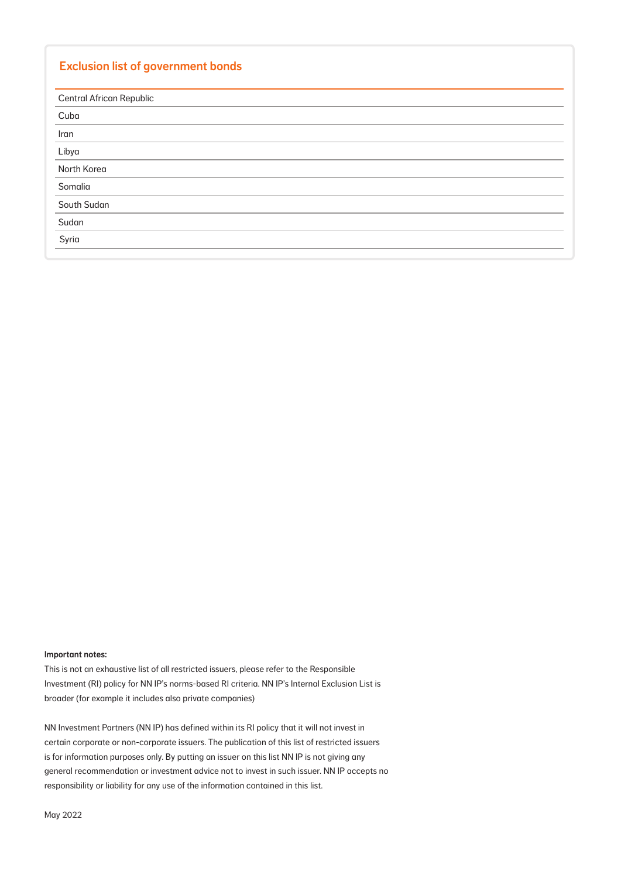## Exclusion list of government bonds

| |
|---|
| Central African Republic |
| Cuba |
| Iran |
| Libya |
| North Korea |
| Somalia |
| South Sudan |
| Sudan |
| Syria |

**Important notes:**

This is not an exhaustive list of all restricted issuers, please refer to the Responsible Investment (RI) policy for NN IP's norms-based RI criteria. NN IP's Internal Exclusion List is broader (for example it includes also private companies)

NN Investment Partners (NN IP) has defined within its RI policy that it will not invest in certain corporate or non-corporate issuers. The publication of this list of restricted issuers is for information purposes only. By putting an issuer on this list NN IP is not giving any general recommendation or investment advice not to invest in such issuer. NN IP accepts no responsibility or liability for any use of the information contained in this list.

May 2022